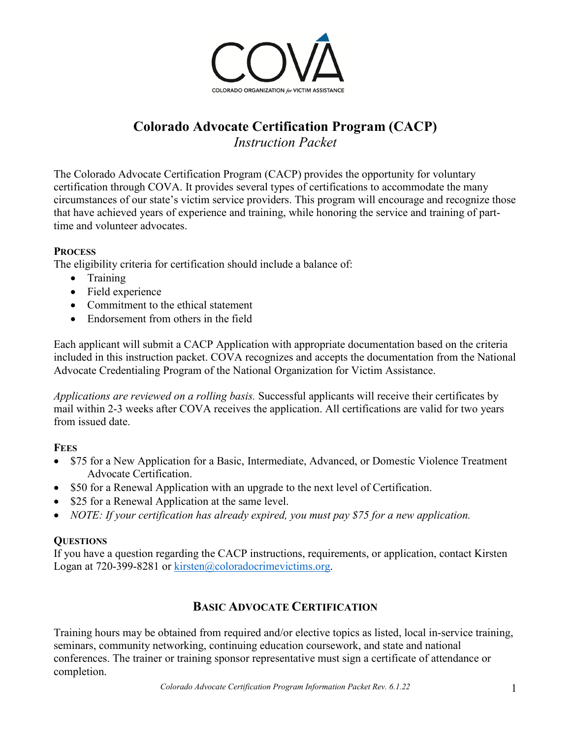# Colorado Advocate Certification Program (CACP)

*Instruction Packet*

The Colorado Advocate Certification Program (CACP) provides the opportunity for voluntary certification through COVA. It provides several types of certifications to accommodate the many circumstances of our state's victim service providers. This program will encourage and recognize those that have achieved years of experience and training, while honoring the service and training of part-time and volunteer advocates.

## PROCESS

The eligibility criteria for certification should include a balance of:

- Training
- Field experience
- Commitment to the ethical statement
- Endorsement from others in the field

Each applicant will submit a CACP Application with appropriate documentation based on the criteria included in this instruction packet. COVA recognizes and accepts the documentation from the National Advocate Credentialing Program of the National Organization for Victim Assistance.

*Applications are reviewed on a rolling basis.* Successful applicants will receive their certificates by mail within 2-3 weeks after COVA receives the application. All certifications are valid for two years from issued date.

## FEES

- $75 for a New Application for a Basic, Intermediate, Advanced, or Domestic Violence Treatment Advocate Certification.
- $50 for a Renewal Application with an upgrade to the next level of Certification.
- $25 for a Renewal Application at the same level.
- *NOTE: If your certification has already expired, you must pay $75 for a new application.*

## QUESTIONS

If you have a question regarding the CACP instructions, requirements, or application, contact Kirsten Logan at 720-399-8281 or kirsten@coloradocrimevictims.org.

## BASIC ADVOCATE CERTIFICATION

Training hours may be obtained from required and/or elective topics as listed, local in-service training, seminars, community networking, continuing education coursework, and state and national conferences. The trainer or training sponsor representative must sign a certificate of attendance or completion.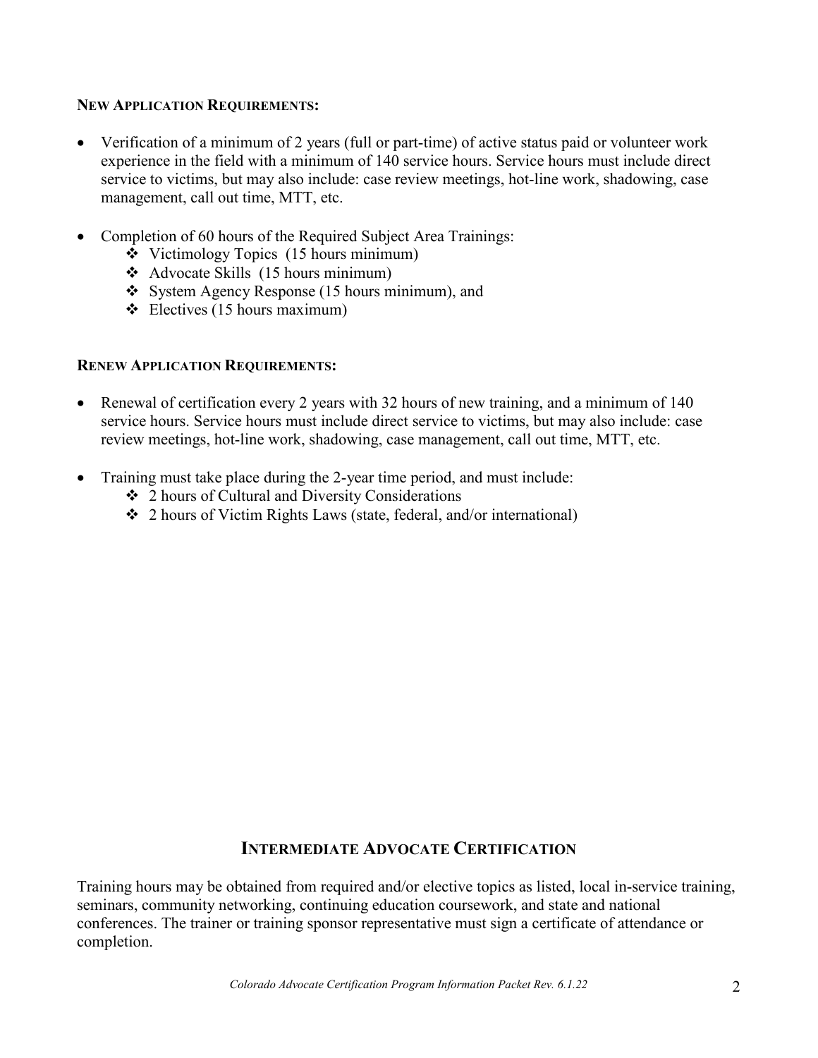**NEW APPLICATION REQUIREMENTS:**

- Verification of a minimum of 2 years (full or part-time) of active status paid or volunteer work experience in the field with a minimum of 140 service hours. Service hours must include direct service to victims, but may also include: case review meetings, hot-line work, shadowing, case management, call out time, MTT, etc.

- Completion of 60 hours of the Required Subject Area Trainings:
  - Victimology Topics (15 hours minimum)
  - Advocate Skills (15 hours minimum)
  - System Agency Response (15 hours minimum), and
  - Electives (15 hours maximum)

**RENEW APPLICATION REQUIREMENTS:**

- Renewal of certification every 2 years with 32 hours of new training, and a minimum of 140 service hours. Service hours must include direct service to victims, but may also include: case review meetings, hot-line work, shadowing, case management, call out time, MTT, etc.

- Training must take place during the 2-year time period, and must include:
  - 2 hours of Cultural and Diversity Considerations
  - 2 hours of Victim Rights Laws (state, federal, and/or international)

## INTERMEDIATE ADVOCATE CERTIFICATION

Training hours may be obtained from required and/or elective topics as listed, local in-service training, seminars, community networking, continuing education coursework, and state and national conferences. The trainer or training sponsor representative must sign a certificate of attendance or completion.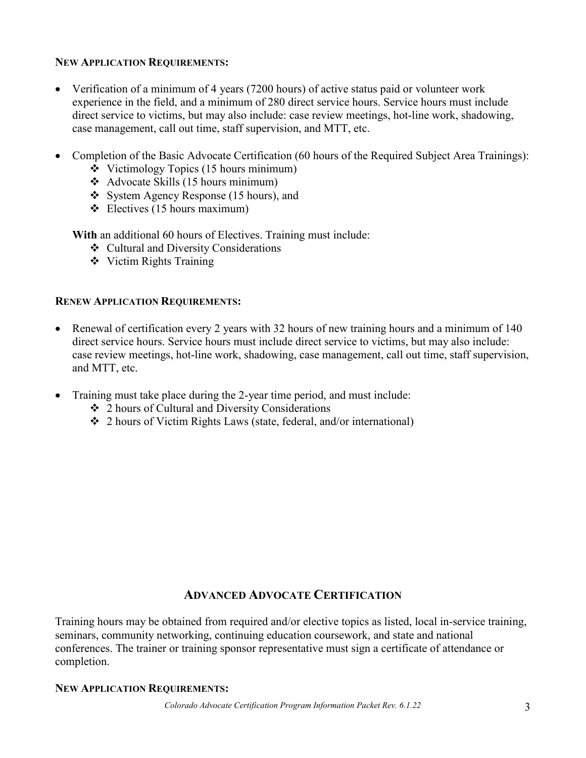**New Application Requirements:**

- Verification of a minimum of 4 years (7200 hours) of active status paid or volunteer work experience in the field, and a minimum of 280 direct service hours. Service hours must include direct service to victims, but may also include: case review meetings, hot-line work, shadowing, case management, call out time, staff supervision, and MTT, etc.

- Completion of the Basic Advocate Certification (60 hours of the Required Subject Area Trainings):
  - Victimology Topics (15 hours minimum)
  - Advocate Skills (15 hours minimum)
  - System Agency Response (15 hours), and
  - Electives (15 hours maximum)

  **With** an additional 60 hours of Electives. Training must include:
  - Cultural and Diversity Considerations
  - Victim Rights Training

**Renew Application Requirements:**

- Renewal of certification every 2 years with 32 hours of new training hours and a minimum of 140 direct service hours. Service hours must include direct service to victims, but may also include: case review meetings, hot-line work, shadowing, case management, call out time, staff supervision, and MTT, etc.

- Training must take place during the 2-year time period, and must include:
  - 2 hours of Cultural and Diversity Considerations
  - 2 hours of Victim Rights Laws (state, federal, and/or international)

## Advanced Advocate Certification

Training hours may be obtained from required and/or elective topics as listed, local in-service training, seminars, community networking, continuing education coursework, and state and national conferences. The trainer or training sponsor representative must sign a certificate of attendance or completion.

**New Application Requirements:**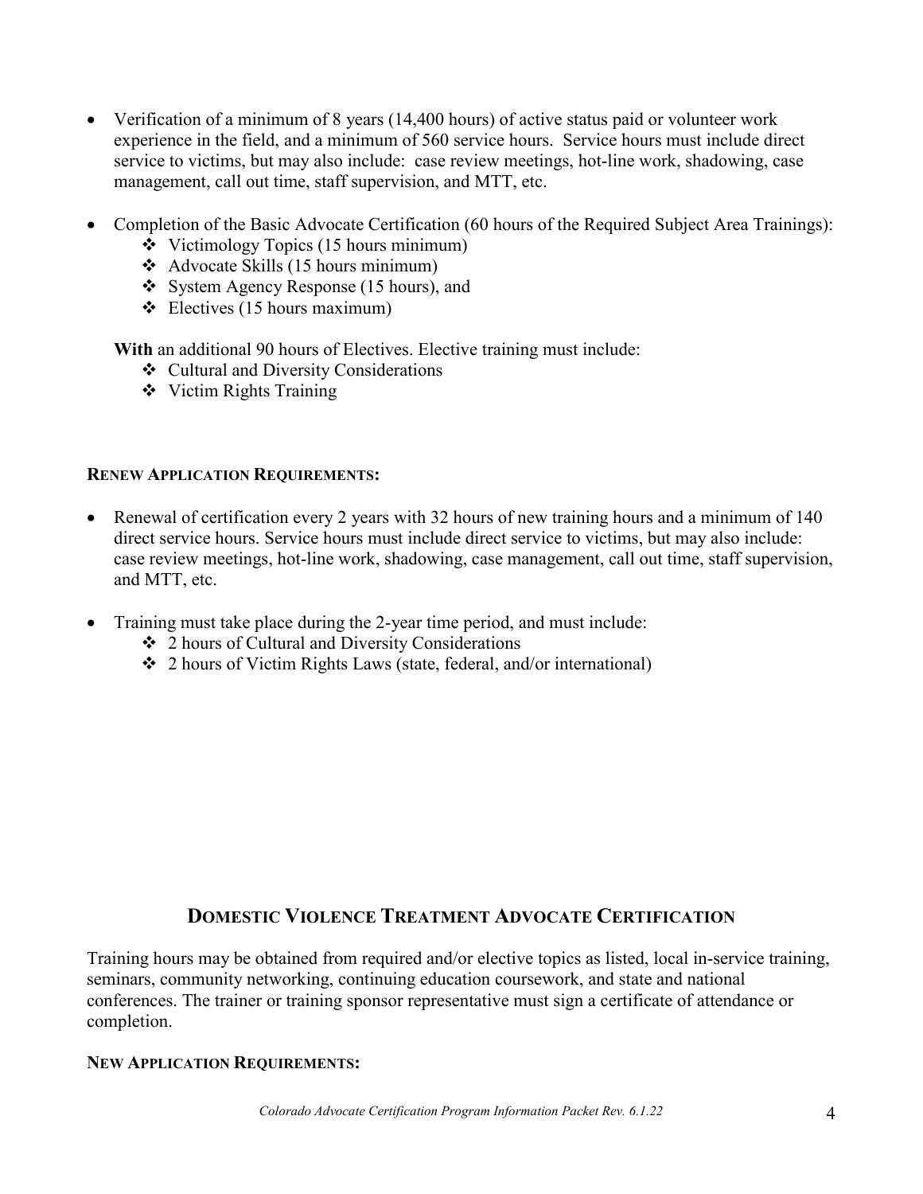- Verification of a minimum of 8 years (14,400 hours) of active status paid or volunteer work experience in the field, and a minimum of 560 service hours. Service hours must include direct service to victims, but may also include: case review meetings, hot-line work, shadowing, case management, call out time, staff supervision, and MTT, etc.

- Completion of the Basic Advocate Certification (60 hours of the Required Subject Area Trainings):
  - ❖ Victimology Topics (15 hours minimum)
  - ❖ Advocate Skills (15 hours minimum)
  - ❖ System Agency Response (15 hours), and
  - ❖ Electives (15 hours maximum)

  **With** an additional 90 hours of Electives. Elective training must include:
  - ❖ Cultural and Diversity Considerations
  - ❖ Victim Rights Training

**RENEW APPLICATION REQUIREMENTS:**

- Renewal of certification every 2 years with 32 hours of new training hours and a minimum of 140 direct service hours. Service hours must include direct service to victims, but may also include: case review meetings, hot-line work, shadowing, case management, call out time, staff supervision, and MTT, etc.

- Training must take place during the 2-year time period, and must include:
  - ❖ 2 hours of Cultural and Diversity Considerations
  - ❖ 2 hours of Victim Rights Laws (state, federal, and/or international)

## DOMESTIC VIOLENCE TREATMENT ADVOCATE CERTIFICATION

Training hours may be obtained from required and/or elective topics as listed, local in-service training, seminars, community networking, continuing education coursework, and state and national conferences. The trainer or training sponsor representative must sign a certificate of attendance or completion.

**NEW APPLICATION REQUIREMENTS:**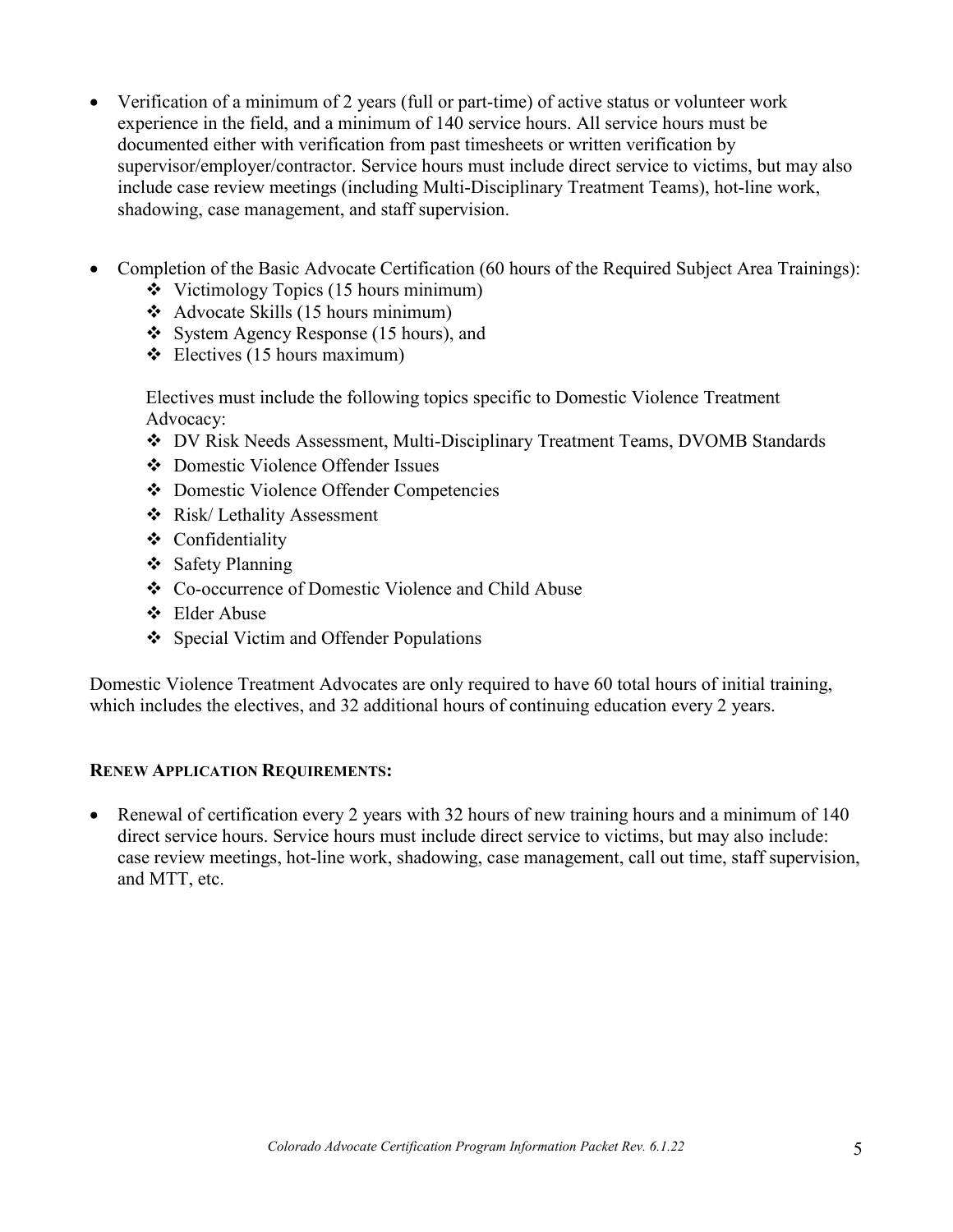- Verification of a minimum of 2 years (full or part-time) of active status or volunteer work experience in the field, and a minimum of 140 service hours. All service hours must be documented either with verification from past timesheets or written verification by supervisor/employer/contractor. Service hours must include direct service to victims, but may also include case review meetings (including Multi-Disciplinary Treatment Teams), hot-line work, shadowing, case management, and staff supervision.

- Completion of the Basic Advocate Certification (60 hours of the Required Subject Area Trainings):
  - Victimology Topics (15 hours minimum)
  - Advocate Skills (15 hours minimum)
  - System Agency Response (15 hours), and
  - Electives (15 hours maximum)

  Electives must include the following topics specific to Domestic Violence Treatment Advocacy:
  - DV Risk Needs Assessment, Multi-Disciplinary Treatment Teams, DVOMB Standards
  - Domestic Violence Offender Issues
  - Domestic Violence Offender Competencies
  - Risk/ Lethality Assessment
  - Confidentiality
  - Safety Planning
  - Co-occurrence of Domestic Violence and Child Abuse
  - Elder Abuse
  - Special Victim and Offender Populations

Domestic Violence Treatment Advocates are only required to have 60 total hours of initial training, which includes the electives, and 32 additional hours of continuing education every 2 years.

**RENEW APPLICATION REQUIREMENTS:**

- Renewal of certification every 2 years with 32 hours of new training hours and a minimum of 140 direct service hours. Service hours must include direct service to victims, but may also include: case review meetings, hot-line work, shadowing, case management, call out time, staff supervision, and MTT, etc.